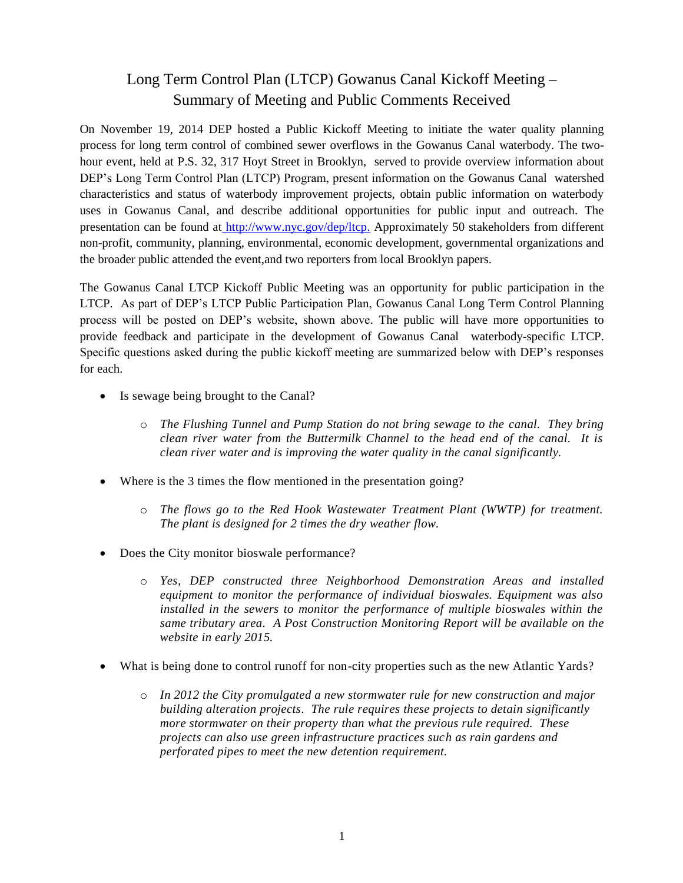# Long Term Control Plan (LTCP) Gowanus Canal Kickoff Meeting – Summary of Meeting and Public Comments Received

On November 19, 2014 DEP hosted a Public Kickoff Meeting to initiate the water quality planning process for long term control of combined sewer overflows in the Gowanus Canal waterbody. The two-hour event, held at P.S. 32, 317 Hoyt Street in Brooklyn, served to provide overview information about DEP's Long Term Control Plan (LTCP) Program, present information on the Gowanus Canal watershed characteristics and status of waterbody improvement projects, obtain public information on waterbody uses in Gowanus Canal, and describe additional opportunities for public input and outreach. The presentation can be found at http://www.nyc.gov/dep/ltcp. Approximately 50 stakeholders from different non-profit, community, planning, environmental, economic development, governmental organizations and the broader public attended the event,and two reporters from local Brooklyn papers.

The Gowanus Canal LTCP Kickoff Public Meeting was an opportunity for public participation in the LTCP. As part of DEP's LTCP Public Participation Plan, Gowanus Canal Long Term Control Planning process will be posted on DEP's website, shown above. The public will have more opportunities to provide feedback and participate in the development of Gowanus Canal waterbody-specific LTCP. Specific questions asked during the public kickoff meeting are summarized below with DEP's responses for each.

- Is sewage being brought to the Canal?
  - *The Flushing Tunnel and Pump Station do not bring sewage to the canal. They bring clean river water from the Buttermilk Channel to the head end of the canal. It is clean river water and is improving the water quality in the canal significantly.*
- Where is the 3 times the flow mentioned in the presentation going?
  - *The flows go to the Red Hook Wastewater Treatment Plant (WWTP) for treatment. The plant is designed for 2 times the dry weather flow.*
- Does the City monitor bioswale performance?
  - *Yes, DEP constructed three Neighborhood Demonstration Areas and installed equipment to monitor the performance of individual bioswales. Equipment was also installed in the sewers to monitor the performance of multiple bioswales within the same tributary area. A Post Construction Monitoring Report will be available on the website in early 2015.*
- What is being done to control runoff for non-city properties such as the new Atlantic Yards?
  - *In 2012 the City promulgated a new stormwater rule for new construction and major building alteration projects. The rule requires these projects to detain significantly more stormwater on their property than what the previous rule required. These projects can also use green infrastructure practices such as rain gardens and perforated pipes to meet the new detention requirement.*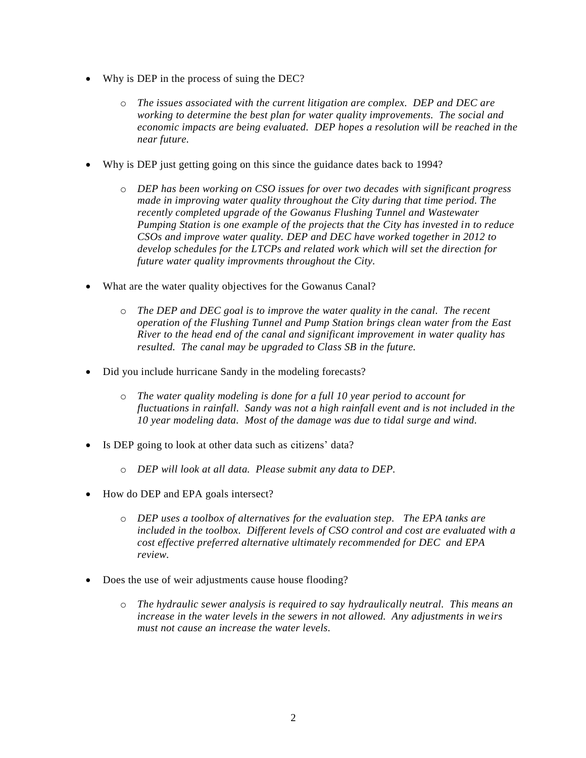- Why is DEP in the process of suing the DEC?
  - *The issues associated with the current litigation are complex. DEP and DEC are working to determine the best plan for water quality improvements. The social and economic impacts are being evaluated. DEP hopes a resolution will be reached in the near future.*

- Why is DEP just getting going on this since the guidance dates back to 1994?
  - *DEP has been working on CSO issues for over two decades with significant progress made in improving water quality throughout the City during that time period. The recently completed upgrade of the Gowanus Flushing Tunnel and Wastewater Pumping Station is one example of the projects that the City has invested in to reduce CSOs and improve water quality. DEP and DEC have worked together in 2012 to develop schedules for the LTCPs and related work which will set the direction for future water quality improvments throughout the City.*

- What are the water quality objectives for the Gowanus Canal?
  - *The DEP and DEC goal is to improve the water quality in the canal. The recent operation of the Flushing Tunnel and Pump Station brings clean water from the East River to the head end of the canal and significant improvement in water quality has resulted. The canal may be upgraded to Class SB in the future.*

- Did you include hurricane Sandy in the modeling forecasts?
  - *The water quality modeling is done for a full 10 year period to account for fluctuations in rainfall. Sandy was not a high rainfall event and is not included in the 10 year modeling data. Most of the damage was due to tidal surge and wind.*

- Is DEP going to look at other data such as citizens' data?
  - *DEP will look at all data. Please submit any data to DEP.*

- How do DEP and EPA goals intersect?
  - *DEP uses a toolbox of alternatives for the evaluation step. The EPA tanks are included in the toolbox. Different levels of CSO control and cost are evaluated with a cost effective preferred alternative ultimately recommended for DEC and EPA review.*

- Does the use of weir adjustments cause house flooding?
  - *The hydraulic sewer analysis is required to say hydraulically neutral. This means an increase in the water levels in the sewers in not allowed. Any adjustments in weirs must not cause an increase the water levels.*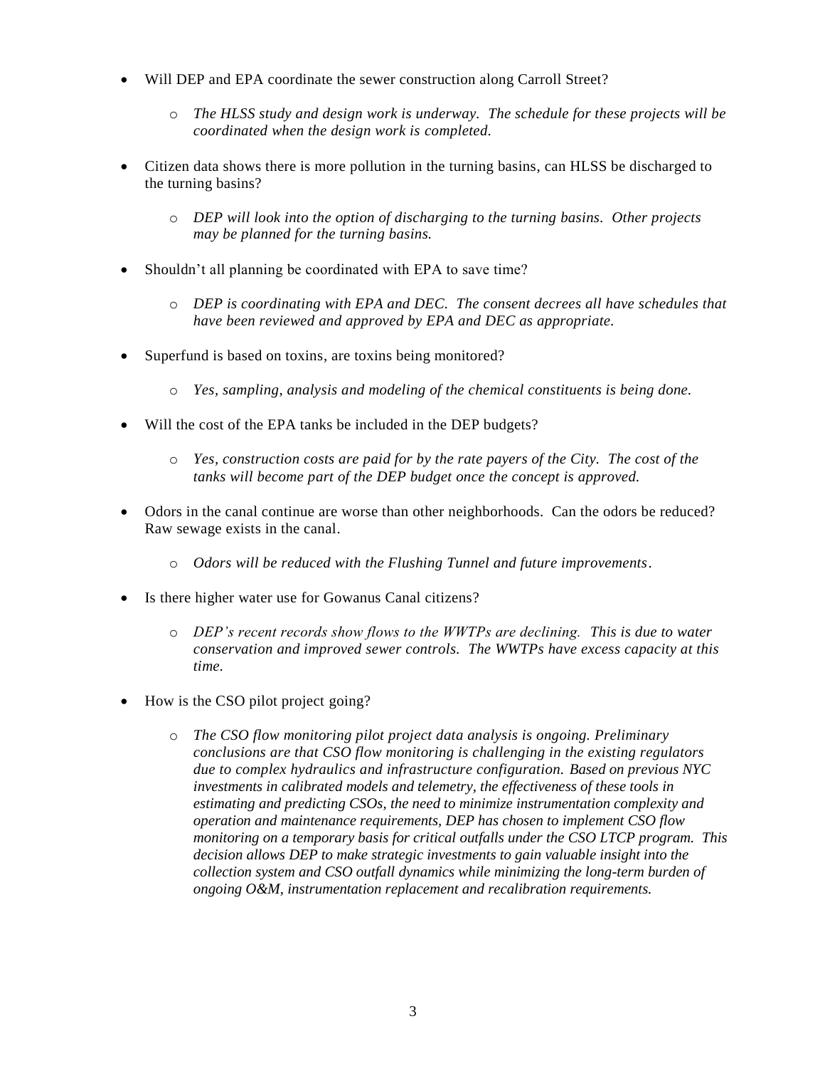- Will DEP and EPA coordinate the sewer construction along Carroll Street?
    - *The HLSS study and design work is underway. The schedule for these projects will be coordinated when the design work is completed.*

- Citizen data shows there is more pollution in the turning basins, can HLSS be discharged to the turning basins?
    - *DEP will look into the option of discharging to the turning basins. Other projects may be planned for the turning basins.*

- Shouldn't all planning be coordinated with EPA to save time?
    - *DEP is coordinating with EPA and DEC. The consent decrees all have schedules that have been reviewed and approved by EPA and DEC as appropriate.*

- Superfund is based on toxins, are toxins being monitored?
    - *Yes, sampling, analysis and modeling of the chemical constituents is being done.*

- Will the cost of the EPA tanks be included in the DEP budgets?
    - *Yes, construction costs are paid for by the rate payers of the City. The cost of the tanks will become part of the DEP budget once the concept is approved.*

- Odors in the canal continue are worse than other neighborhoods. Can the odors be reduced? Raw sewage exists in the canal.
    - *Odors will be reduced with the Flushing Tunnel and future improvements.*

- Is there higher water use for Gowanus Canal citizens?
    - *DEP's recent records show flows to the WWTPs are declining. This is due to water conservation and improved sewer controls. The WWTPs have excess capacity at this time.*

- How is the CSO pilot project going?
    - *The CSO flow monitoring pilot project data analysis is ongoing. Preliminary conclusions are that CSO flow monitoring is challenging in the existing regulators due to complex hydraulics and infrastructure configuration. Based on previous NYC investments in calibrated models and telemetry, the effectiveness of these tools in estimating and predicting CSOs, the need to minimize instrumentation complexity and operation and maintenance requirements, DEP has chosen to implement CSO flow monitoring on a temporary basis for critical outfalls under the CSO LTCP program. This decision allows DEP to make strategic investments to gain valuable insight into the collection system and CSO outfall dynamics while minimizing the long-term burden of ongoing O&M, instrumentation replacement and recalibration requirements.*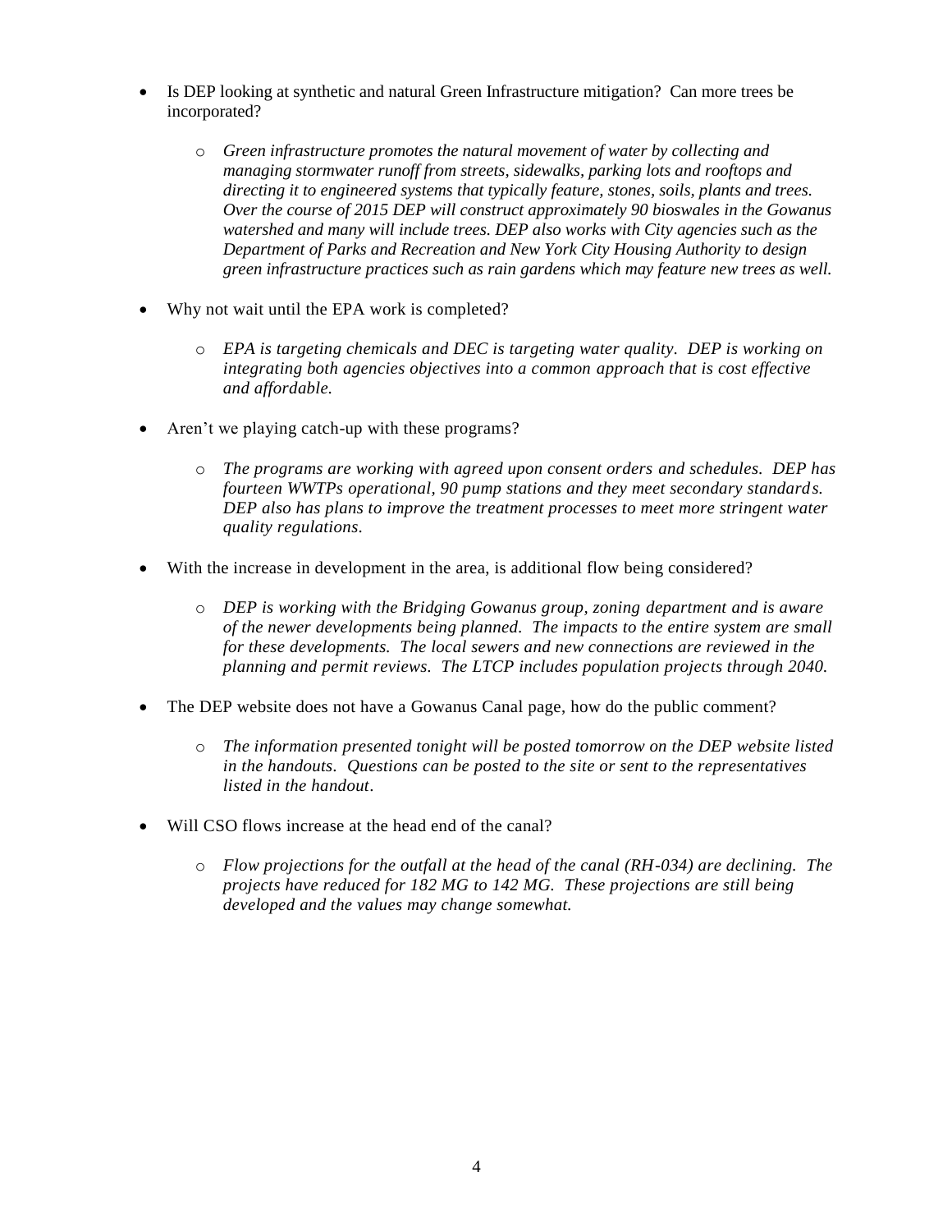- Is DEP looking at synthetic and natural Green Infrastructure mitigation? Can more trees be incorporated?
    - *Green infrastructure promotes the natural movement of water by collecting and managing stormwater runoff from streets, sidewalks, parking lots and rooftops and directing it to engineered systems that typically feature, stones, soils, plants and trees. Over the course of 2015 DEP will construct approximately 90 bioswales in the Gowanus watershed and many will include trees. DEP also works with City agencies such as the Department of Parks and Recreation and New York City Housing Authority to design green infrastructure practices such as rain gardens which may feature new trees as well.*

- Why not wait until the EPA work is completed?
    - *EPA is targeting chemicals and DEC is targeting water quality. DEP is working on integrating both agencies objectives into a common approach that is cost effective and affordable.*

- Aren't we playing catch-up with these programs?
    - *The programs are working with agreed upon consent orders and schedules. DEP has fourteen WWTPs operational, 90 pump stations and they meet secondary standards. DEP also has plans to improve the treatment processes to meet more stringent water quality regulations.*

- With the increase in development in the area, is additional flow being considered?
    - *DEP is working with the Bridging Gowanus group, zoning department and is aware of the newer developments being planned. The impacts to the entire system are small for these developments. The local sewers and new connections are reviewed in the planning and permit reviews. The LTCP includes population projects through 2040.*

- The DEP website does not have a Gowanus Canal page, how do the public comment?
    - *The information presented tonight will be posted tomorrow on the DEP website listed in the handouts. Questions can be posted to the site or sent to the representatives listed in the handout.*

- Will CSO flows increase at the head end of the canal?
    - *Flow projections for the outfall at the head of the canal (RH-034) are declining. The projects have reduced for 182 MG to 142 MG. These projections are still being developed and the values may change somewhat.*